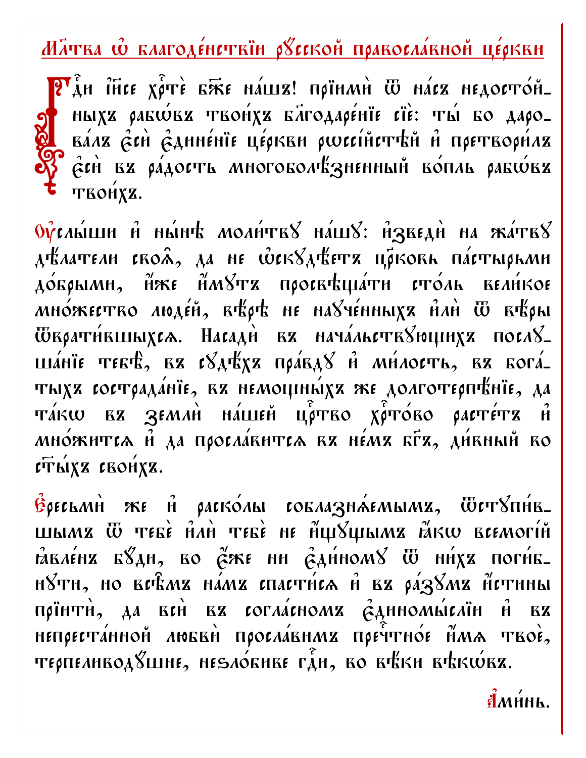# Мл҃тва ѡ҆ благоде́нствїи рꙋ́сской правосла́вной це́ркви

Гдⷭ҇и і҆и҃се хрⷭ҇тѐ бж҃е на́шъ! прїимѝ ѿ на́съ недосто́йныхъ рабѡ́въ твои́хъ бл҃годаре́нїе сїѐ: ты́ бо дарова́лъ є҆сѝ є҆дине́нїе це́ркви рѡссі́йстѣй и҆ претвори́лъ є҆сѝ въ ра́дость многоболѣ́зненный во́пль рабѡ́въ твои́хъ.

Оу҆слы́ши и҆ ны́нѣ моли́твꙋ на́шꙋ: и҆зведѝ на жа́твꙋ дѣ́латели своѧ҄, да не ѡ҆скꙋдѣ́етъ цр҃ковь па́стырьми до́брыми, и҆̀же и҆́мꙋтъ просвѣща́ти сто́ль вели́кое мно́жество люде́й, вѣ́рѣ не наꙋче́нныхъ и҆лѝ ѿ вѣ́ры ѿврати́вшыхсѧ. Насадѝ въ нача́льствꙋющихъ послꙋша́нїе тебѣ̀, въ сꙋдѣ́хъ пра́вдꙋ и҆ ми́лость, въ бога́тыхъ сострада́нїе, въ немощны́хъ же долготерпѣ́нїе, да та́кѡ въ землѝ на́шей црⷭ҇тво хрⷭ҇то́во расте́тъ и҆ мно́жится и҆ да просла́вится въ не́мъ бг҃ъ, ди́вный во ст҃ы́хъ свои́хъ.

Є҆ресьмѝ же и҆ раско́лы соблазнѧ́емымъ, ѿстꙋпи́вшымъ ѿ тебѐ и҆лѝ тебѐ не и҆́щꙋщымъ ꙗ҆́кѡ всемогі́й ꙗ҆вле́нъ бꙋ́ди, во є҆̀же ни є҆ди́номꙋ ѿ ни́хъ поги́бнꙋти, но всѣ́мъ на́мъ спасти́сѧ и҆ въ ра́зꙋмъ и҆́стины прїитѝ, да всѝ въ согла́сномъ є҆диномы́слїи и҆ въ непреста́нной любвѝ просла́вимъ пречⷭ҇тно́е и҆́мѧ твоѐ, терпеливодꙋ́шне, неѕло́биве гдⷭ҇и, во вѣ́ки вѣкѡ́въ.

А҆ми́нь.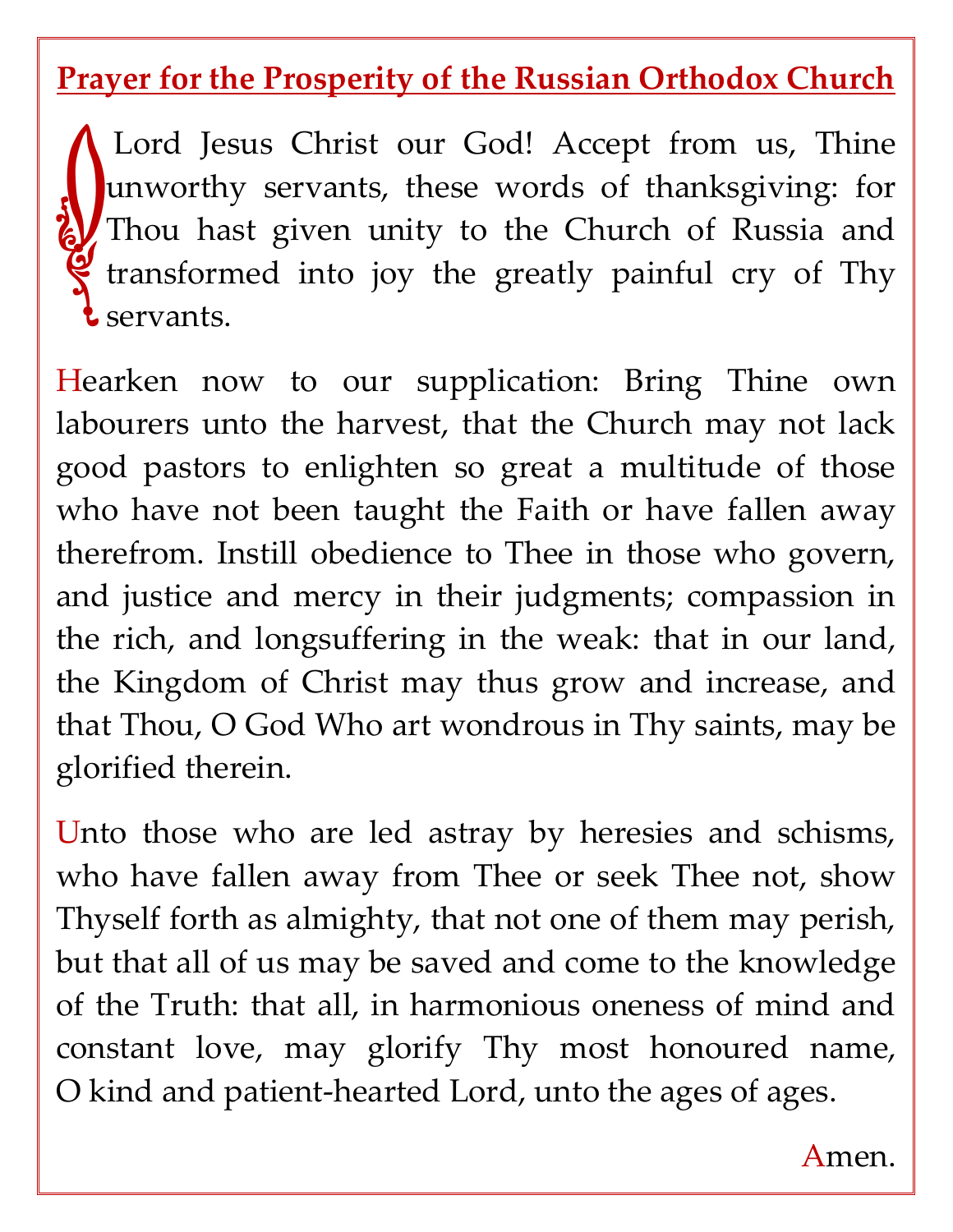# Prayer for the Prosperity of the Russian Orthodox Church

O Lord Jesus Christ our God! Accept from us, Thine unworthy servants, these words of thanksgiving: for Thou hast given unity to the Church of Russia and transformed into joy the greatly painful cry of Thy servants.

Hearken now to our supplication: Bring Thine own labourers unto the harvest, that the Church may not lack good pastors to enlighten so great a multitude of those who have not been taught the Faith or have fallen away therefrom. Instill obedience to Thee in those who govern, and justice and mercy in their judgments; compassion in the rich, and longsuffering in the weak: that in our land, the Kingdom of Christ may thus grow and increase, and that Thou, O God Who art wondrous in Thy saints, may be glorified therein.

Unto those who are led astray by heresies and schisms, who have fallen away from Thee or seek Thee not, show Thyself forth as almighty, that not one of them may perish, but that all of us may be saved and come to the knowledge of the Truth: that all, in harmonious oneness of mind and constant love, may glorify Thy most honoured name, O kind and patient-hearted Lord, unto the ages of ages.

Amen.